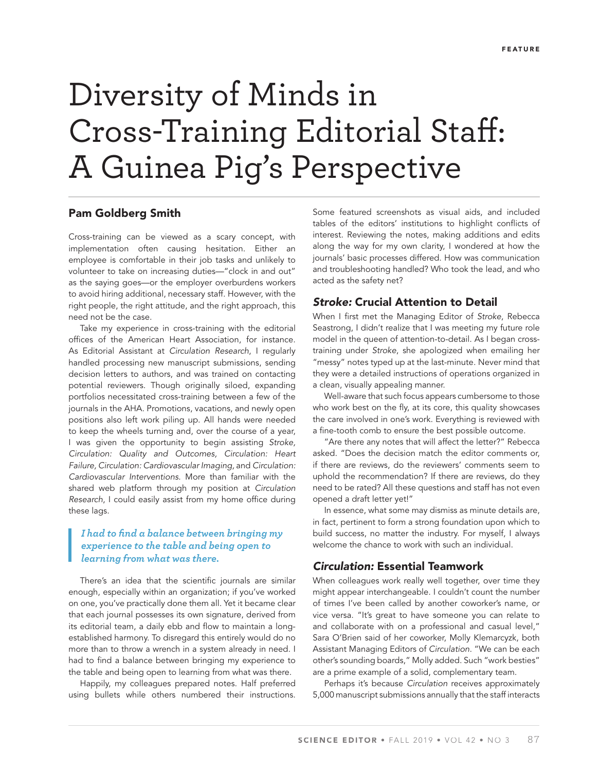FEATURE

# Diversity of Minds in Cross-Training Editorial Staff: A Guinea Pig's Perspective

**Pam Goldberg Smith**

Cross-training can be viewed as a scary concept, with implementation often causing hesitation. Either an employee is comfortable in their job tasks and unlikely to volunteer to take on increasing duties—"clock in and out" as the saying goes—or the employer overburdens workers to avoid hiring additional, necessary staff. However, with the right people, the right attitude, and the right approach, this need not be the case.

Take my experience in cross-training with the editorial offices of the American Heart Association, for instance. As Editorial Assistant at *Circulation Research*, I regularly handled processing new manuscript submissions, sending decision letters to authors, and was trained on contacting potential reviewers. Though originally siloed, expanding portfolios necessitated cross-training between a few of the journals in the AHA. Promotions, vacations, and newly open positions also left work piling up. All hands were needed to keep the wheels turning and, over the course of a year, I was given the opportunity to begin assisting *Stroke, Circulation: Quality and Outcomes, Circulation: Heart Failure, Circulation: Cardiovascular Imaging,* and *Circulation: Cardiovascular Interventions.* More than familiar with the shared web platform through my position at *Circulation Research*, I could easily assist from my home office during these lags.

> ***I had to find a balance between bringing my experience to the table and being open to learning from what was there.***

There's an idea that the scientific journals are similar enough, especially within an organization; if you've worked on one, you've practically done them all. Yet it became clear that each journal possesses its own signature, derived from its editorial team, a daily ebb and flow to maintain a long-established harmony. To disregard this entirely would do no more than to throw a wrench in a system already in need. I had to find a balance between bringing my experience to the table and being open to learning from what was there.

Happily, my colleagues prepared notes. Half preferred using bullets while others numbered their instructions. Some featured screenshots as visual aids, and included tables of the editors' institutions to highlight conflicts of interest. Reviewing the notes, making additions and edits along the way for my own clarity, I wondered at how the journals' basic processes differed. How was communication and troubleshooting handled? Who took the lead, and who acted as the safety net?

## *Stroke:* Crucial Attention to Detail

When I first met the Managing Editor of *Stroke*, Rebecca Seastrong, I didn't realize that I was meeting my future role model in the queen of attention-to-detail. As I began cross-training under *Stroke*, she apologized when emailing her "messy" notes typed up at the last-minute. Never mind that they were a detailed instructions of operations organized in a clean, visually appealing manner.

Well-aware that such focus appears cumbersome to those who work best on the fly, at its core, this quality showcases the care involved in one's work. Everything is reviewed with a fine-tooth comb to ensure the best possible outcome.

"Are there any notes that will affect the letter?" Rebecca asked. "Does the decision match the editor comments or, if there are reviews, do the reviewers' comments seem to uphold the recommendation? If there are reviews, do they need to be rated? All these questions and staff has not even opened a draft letter yet!"

In essence, what some may dismiss as minute details are, in fact, pertinent to form a strong foundation upon which to build success, no matter the industry. For myself, I always welcome the chance to work with such an individual.

## *Circulation:* Essential Teamwork

When colleagues work really well together, over time they might appear interchangeable. I couldn't count the number of times I've been called by another coworker's name, or vice versa. "It's great to have someone you can relate to and collaborate with on a professional and casual level," Sara O'Brien said of her coworker, Molly Klemarczyk, both Assistant Managing Editors of *Circulation*. "We can be each other's sounding boards," Molly added. Such "work besties" are a prime example of a solid, complementary team.

Perhaps it's because *Circulation* receives approximately 5,000 manuscript submissions annually that the staff interacts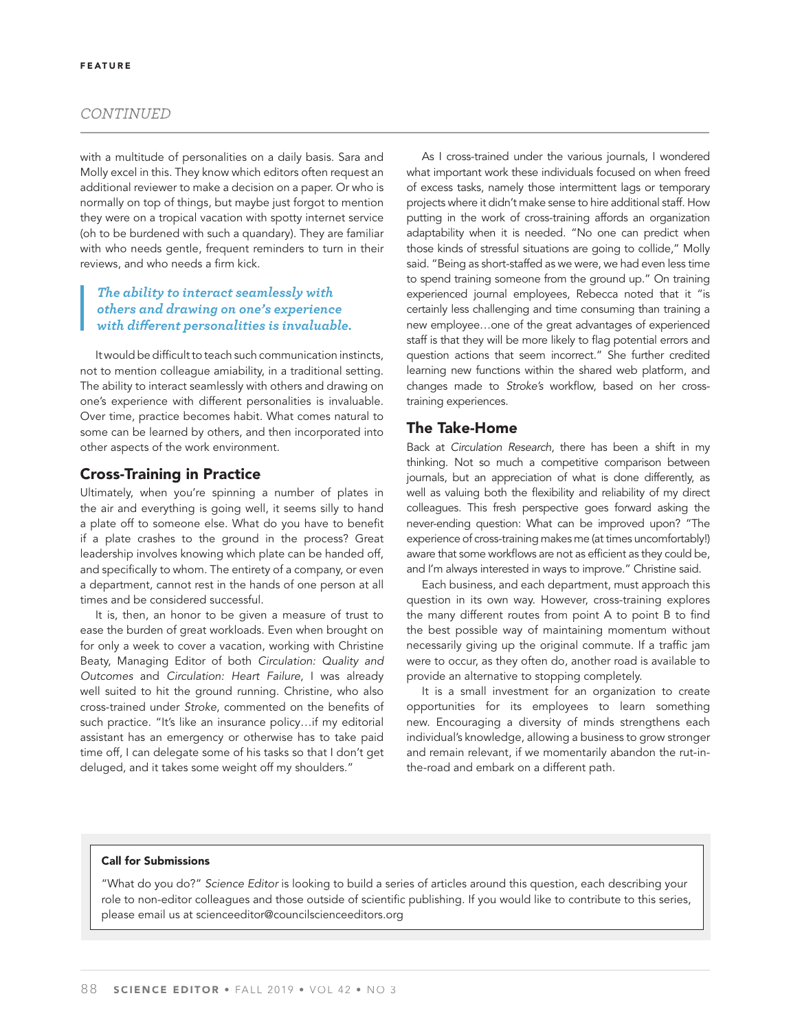FEATURE

*CONTINUED*

with a multitude of personalities on a daily basis. Sara and Molly excel in this. They know which editors often request an additional reviewer to make a decision on a paper. Or who is normally on top of things, but maybe just forgot to mention they were on a tropical vacation with spotty internet service (oh to be burdened with such a quandary). They are familiar with who needs gentle, frequent reminders to turn in their reviews, and who needs a firm kick.

> ***The ability to interact seamlessly with others and drawing on one's experience with different personalities is invaluable.***

It would be difficult to teach such communication instincts, not to mention colleague amiability, in a traditional setting. The ability to interact seamlessly with others and drawing on one's experience with different personalities is invaluable. Over time, practice becomes habit. What comes natural to some can be learned by others, and then incorporated into other aspects of the work environment.

## Cross-Training in Practice

Ultimately, when you're spinning a number of plates in the air and everything is going well, it seems silly to hand a plate off to someone else. What do you have to benefit if a plate crashes to the ground in the process? Great leadership involves knowing which plate can be handed off, and specifically to whom. The entirety of a company, or even a department, cannot rest in the hands of one person at all times and be considered successful.

It is, then, an honor to be given a measure of trust to ease the burden of great workloads. Even when brought on for only a week to cover a vacation, working with Christine Beaty, Managing Editor of both *Circulation: Quality and Outcomes* and *Circulation: Heart Failure*, I was already well suited to hit the ground running. Christine, who also cross-trained under *Stroke*, commented on the benefits of such practice. "It's like an insurance policy…if my editorial assistant has an emergency or otherwise has to take paid time off, I can delegate some of his tasks so that I don't get deluged, and it takes some weight off my shoulders."

As I cross-trained under the various journals, I wondered what important work these individuals focused on when freed of excess tasks, namely those intermittent lags or temporary projects where it didn't make sense to hire additional staff. How putting in the work of cross-training affords an organization adaptability when it is needed. "No one can predict when those kinds of stressful situations are going to collide," Molly said. "Being as short-staffed as we were, we had even less time to spend training someone from the ground up." On training experienced journal employees, Rebecca noted that it "is certainly less challenging and time consuming than training a new employee…one of the great advantages of experienced staff is that they will be more likely to flag potential errors and question actions that seem incorrect." She further credited learning new functions within the shared web platform, and changes made to *Stroke's* workflow, based on her cross-training experiences.

## The Take-Home

Back at *Circulation Research*, there has been a shift in my thinking. Not so much a competitive comparison between journals, but an appreciation of what is done differently, as well as valuing both the flexibility and reliability of my direct colleagues. This fresh perspective goes forward asking the never-ending question: What can be improved upon? "The experience of cross-training makes me (at times uncomfortably!) aware that some workflows are not as efficient as they could be, and I'm always interested in ways to improve." Christine said.

Each business, and each department, must approach this question in its own way. However, cross-training explores the many different routes from point A to point B to find the best possible way of maintaining momentum without necessarily giving up the original commute. If a traffic jam were to occur, as they often do, another road is available to provide an alternative to stopping completely.

It is a small investment for an organization to create opportunities for its employees to learn something new. Encouraging a diversity of minds strengthens each individual's knowledge, allowing a business to grow stronger and remain relevant, if we momentarily abandon the rut-in-the-road and embark on a different path.

**Call for Submissions**

"What do you do?" *Science Editor* is looking to build a series of articles around this question, each describing your role to non-editor colleagues and those outside of scientific publishing. If you would like to contribute to this series, please email us at scienceeditor@councilscienceeditors.org